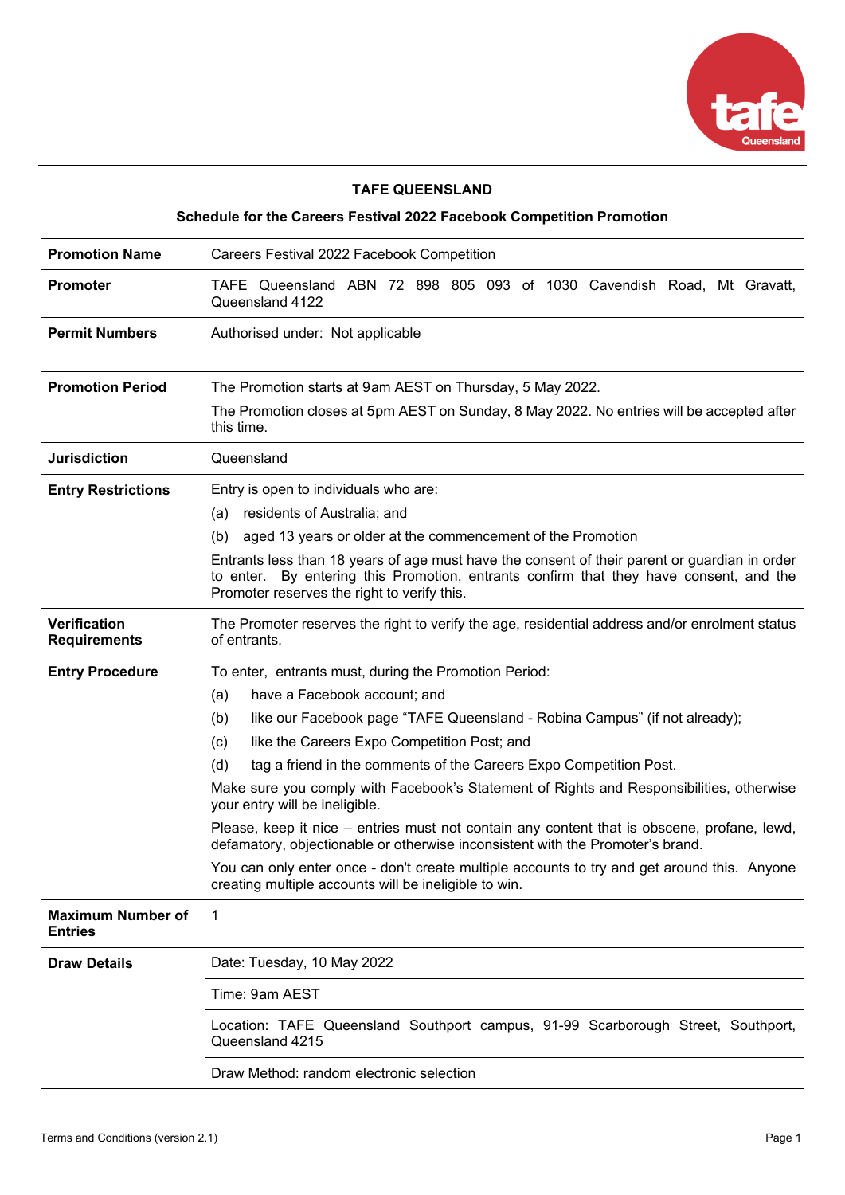# TAFE QUEENSLAND

## Schedule for the Careers Festival 2022 Facebook Competition Promotion

| | |
|---|---|
| **Promotion Name** | Careers Festival 2022 Facebook Competition |
| **Promoter** | TAFE Queensland ABN 72 898 805 093 of 1030 Cavendish Road, Mt Gravatt, Queensland 4122 |
| **Permit Numbers** | Authorised under: Not applicable |
| **Promotion Period** | The Promotion starts at 9am AEST on Thursday, 5 May 2022.<br>The Promotion closes at 5pm AEST on Sunday, 8 May 2022. No entries will be accepted after this time. |
| **Jurisdiction** | Queensland |
| **Entry Restrictions** | Entry is open to individuals who are:<br>(a) residents of Australia; and<br>(b) aged 13 years or older at the commencement of the Promotion<br>Entrants less than 18 years of age must have the consent of their parent or guardian in order to enter. By entering this Promotion, entrants confirm that they have consent, and the Promoter reserves the right to verify this. |
| **Verification Requirements** | The Promoter reserves the right to verify the age, residential address and/or enrolment status of entrants. |
| **Entry Procedure** | To enter, entrants must, during the Promotion Period:<br>(a) have a Facebook account; and<br>(b) like our Facebook page "TAFE Queensland - Robina Campus" (if not already);<br>(c) like the Careers Expo Competition Post; and<br>(d) tag a friend in the comments of the Careers Expo Competition Post.<br>Make sure you comply with Facebook's Statement of Rights and Responsibilities, otherwise your entry will be ineligible.<br>Please, keep it nice – entries must not contain any content that is obscene, profane, lewd, defamatory, objectionable or otherwise inconsistent with the Promoter's brand.<br>You can only enter once - don't create multiple accounts to try and get around this. Anyone creating multiple accounts will be ineligible to win. |
| **Maximum Number of Entries** | 1 |
| **Draw Details** | Date: Tuesday, 10 May 2022 |
| | Time: 9am AEST |
| | Location: TAFE Queensland Southport campus, 91-99 Scarborough Street, Southport, Queensland 4215 |
| | Draw Method: random electronic selection |

Terms and Conditions (version 2.1)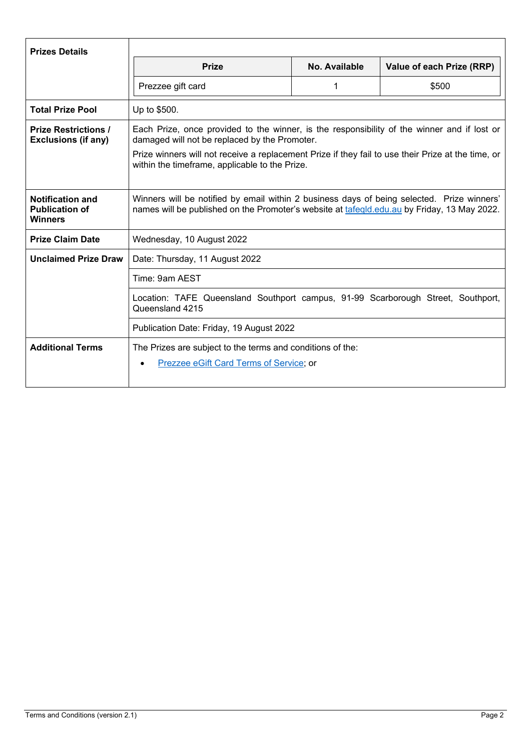| | |
|---|---|
| **Prizes Details** | <table><tr><th>Prize</th><th>No. Available</th><th>Value of each Prize (RRP)</th></tr><tr><td>Prezzee gift card</td><td>1</td><td>$500</td></tr></table> |
| **Total Prize Pool** | Up to $500. |
| **Prize Restrictions / Exclusions (if any)** | Each Prize, once provided to the winner, is the responsibility of the winner and if lost or damaged will not be replaced by the Promoter.<br><br>Prize winners will not receive a replacement Prize if they fail to use their Prize at the time, or within the timeframe, applicable to the Prize. |
| **Notification and Publication of Winners** | Winners will be notified by email within 2 business days of being selected. Prize winners' names will be published on the Promoter's website at [tafeqld.edu.au](tafeqld.edu.au) by Friday, 13 May 2022. |
| **Prize Claim Date** | Wednesday, 10 August 2022 |
| **Unclaimed Prize Draw** | Date: Thursday, 11 August 2022 |
| | Time: 9am AEST |
| | Location: TAFE Queensland Southport campus, 91-99 Scarborough Street, Southport, Queensland 4215 |
| | Publication Date: Friday, 19 August 2022 |
| **Additional Terms** | The Prizes are subject to the terms and conditions of the:<br>• Prezzee eGift Card Terms of Service; or |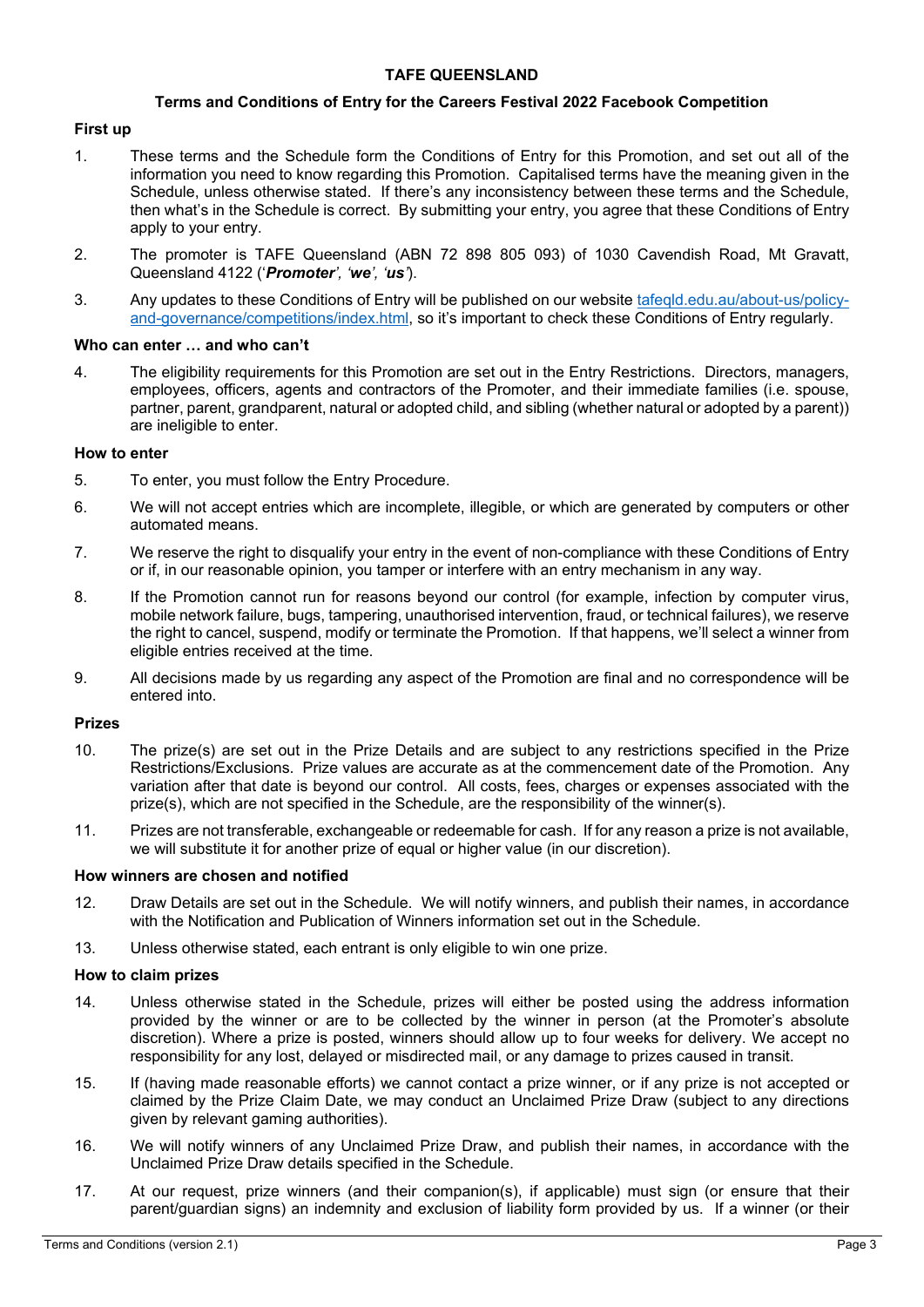# TAFE QUEENSLAND

## Terms and Conditions of Entry for the Careers Festival 2022 Facebook Competition

### First up

1. These terms and the Schedule form the Conditions of Entry for this Promotion, and set out all of the information you need to know regarding this Promotion. Capitalised terms have the meaning given in the Schedule, unless otherwise stated. If there's any inconsistency between these terms and the Schedule, then what's in the Schedule is correct. By submitting your entry, you agree that these Conditions of Entry apply to your entry.

2. The promoter is TAFE Queensland (ABN 72 898 805 093) of 1030 Cavendish Road, Mt Gravatt, Queensland 4122 ('***Promoter***', '***we***', '***us***').

3. Any updates to these Conditions of Entry will be published on our website [tafeqld.edu.au/about-us/policy-and-governance/competitions/index.html](tafeqld.edu.au/about-us/policy-and-governance/competitions/index.html), so it's important to check these Conditions of Entry regularly.

### Who can enter … and who can't

4. The eligibility requirements for this Promotion are set out in the Entry Restrictions. Directors, managers, employees, officers, agents and contractors of the Promoter, and their immediate families (i.e. spouse, partner, parent, grandparent, natural or adopted child, and sibling (whether natural or adopted by a parent)) are ineligible to enter.

### How to enter

5. To enter, you must follow the Entry Procedure.

6. We will not accept entries which are incomplete, illegible, or which are generated by computers or other automated means.

7. We reserve the right to disqualify your entry in the event of non-compliance with these Conditions of Entry or if, in our reasonable opinion, you tamper or interfere with an entry mechanism in any way.

8. If the Promotion cannot run for reasons beyond our control (for example, infection by computer virus, mobile network failure, bugs, tampering, unauthorised intervention, fraud, or technical failures), we reserve the right to cancel, suspend, modify or terminate the Promotion. If that happens, we'll select a winner from eligible entries received at the time.

9. All decisions made by us regarding any aspect of the Promotion are final and no correspondence will be entered into.

### Prizes

10. The prize(s) are set out in the Prize Details and are subject to any restrictions specified in the Prize Restrictions/Exclusions. Prize values are accurate as at the commencement date of the Promotion. Any variation after that date is beyond our control. All costs, fees, charges or expenses associated with the prize(s), which are not specified in the Schedule, are the responsibility of the winner(s).

11. Prizes are not transferable, exchangeable or redeemable for cash. If for any reason a prize is not available, we will substitute it for another prize of equal or higher value (in our discretion).

### How winners are chosen and notified

12. Draw Details are set out in the Schedule. We will notify winners, and publish their names, in accordance with the Notification and Publication of Winners information set out in the Schedule.

13. Unless otherwise stated, each entrant is only eligible to win one prize.

### How to claim prizes

14. Unless otherwise stated in the Schedule, prizes will either be posted using the address information provided by the winner or are to be collected by the winner in person (at the Promoter's absolute discretion). Where a prize is posted, winners should allow up to four weeks for delivery. We accept no responsibility for any lost, delayed or misdirected mail, or any damage to prizes caused in transit.

15. If (having made reasonable efforts) we cannot contact a prize winner, or if any prize is not accepted or claimed by the Prize Claim Date, we may conduct an Unclaimed Prize Draw (subject to any directions given by relevant gaming authorities).

16. We will notify winners of any Unclaimed Prize Draw, and publish their names, in accordance with the Unclaimed Prize Draw details specified in the Schedule.

17. At our request, prize winners (and their companion(s), if applicable) must sign (or ensure that their parent/guardian signs) an indemnity and exclusion of liability form provided by us. If a winner (or their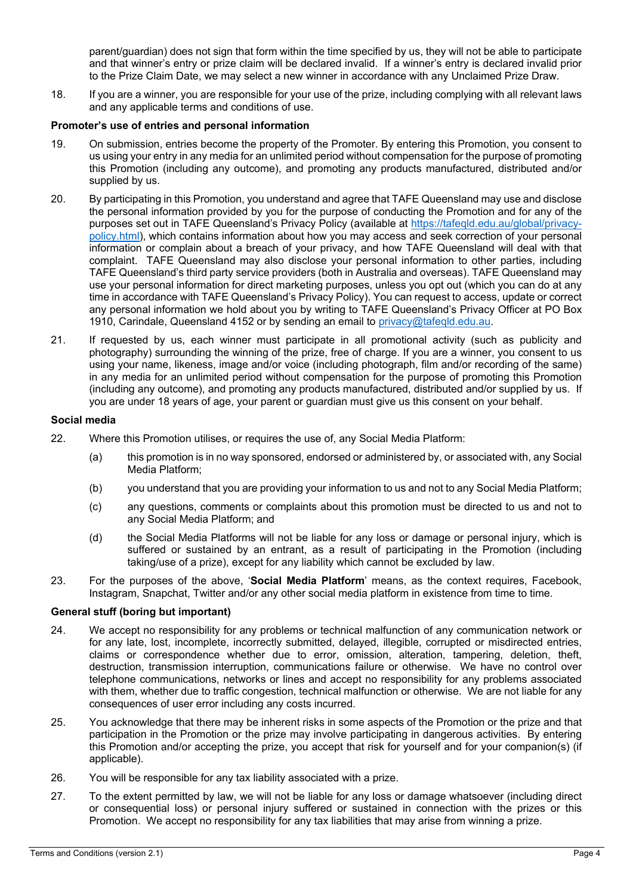parent/guardian) does not sign that form within the time specified by us, they will not be able to participate and that winner's entry or prize claim will be declared invalid. If a winner's entry is declared invalid prior to the Prize Claim Date, we may select a new winner in accordance with any Unclaimed Prize Draw.

18. If you are a winner, you are responsible for your use of the prize, including complying with all relevant laws and any applicable terms and conditions of use.

**Promoter's use of entries and personal information**

19. On submission, entries become the property of the Promoter. By entering this Promotion, you consent to us using your entry in any media for an unlimited period without compensation for the purpose of promoting this Promotion (including any outcome), and promoting any products manufactured, distributed and/or supplied by us.

20. By participating in this Promotion, you understand and agree that TAFE Queensland may use and disclose the personal information provided by you for the purpose of conducting the Promotion and for any of the purposes set out in TAFE Queensland's Privacy Policy (available at [https://tafeqld.edu.au/global/privacy-policy.html](https://tafeqld.edu.au/global/privacy-policy.html)), which contains information about how you may access and seek correction of your personal information or complain about a breach of your privacy, and how TAFE Queensland will deal with that complaint. TAFE Queensland may also disclose your personal information to other parties, including TAFE Queensland's third party service providers (both in Australia and overseas). TAFE Queensland may use your personal information for direct marketing purposes, unless you opt out (which you can do at any time in accordance with TAFE Queensland's Privacy Policy). You can request to access, update or correct any personal information we hold about you by writing to TAFE Queensland's Privacy Officer at PO Box 1910, Carindale, Queensland 4152 or by sending an email to [privacy@tafeqld.edu.au](mailto:privacy@tafeqld.edu.au).

21. If requested by us, each winner must participate in all promotional activity (such as publicity and photography) surrounding the winning of the prize, free of charge. If you are a winner, you consent to us using your name, likeness, image and/or voice (including photograph, film and/or recording of the same) in any media for an unlimited period without compensation for the purpose of promoting this Promotion (including any outcome), and promoting any products manufactured, distributed and/or supplied by us. If you are under 18 years of age, your parent or guardian must give us this consent on your behalf.

**Social media**

22. Where this Promotion utilises, or requires the use of, any Social Media Platform:

    (a) this promotion is in no way sponsored, endorsed or administered by, or associated with, any Social Media Platform;

    (b) you understand that you are providing your information to us and not to any Social Media Platform;

    (c) any questions, comments or complaints about this promotion must be directed to us and not to any Social Media Platform; and

    (d) the Social Media Platforms will not be liable for any loss or damage or personal injury, which is suffered or sustained by an entrant, as a result of participating in the Promotion (including taking/use of a prize), except for any liability which cannot be excluded by law.

23. For the purposes of the above, '**Social Media Platform**' means, as the context requires, Facebook, Instagram, Snapchat, Twitter and/or any other social media platform in existence from time to time.

**General stuff (boring but important)**

24. We accept no responsibility for any problems or technical malfunction of any communication network or for any late, lost, incomplete, incorrectly submitted, delayed, illegible, corrupted or misdirected entries, claims or correspondence whether due to error, omission, alteration, tampering, deletion, theft, destruction, transmission interruption, communications failure or otherwise. We have no control over telephone communications, networks or lines and accept no responsibility for any problems associated with them, whether due to traffic congestion, technical malfunction or otherwise. We are not liable for any consequences of user error including any costs incurred.

25. You acknowledge that there may be inherent risks in some aspects of the Promotion or the prize and that participation in the Promotion or the prize may involve participating in dangerous activities. By entering this Promotion and/or accepting the prize, you accept that risk for yourself and for your companion(s) (if applicable).

26. You will be responsible for any tax liability associated with a prize.

27. To the extent permitted by law, we will not be liable for any loss or damage whatsoever (including direct or consequential loss) or personal injury suffered or sustained in connection with the prizes or this Promotion. We accept no responsibility for any tax liabilities that may arise from winning a prize.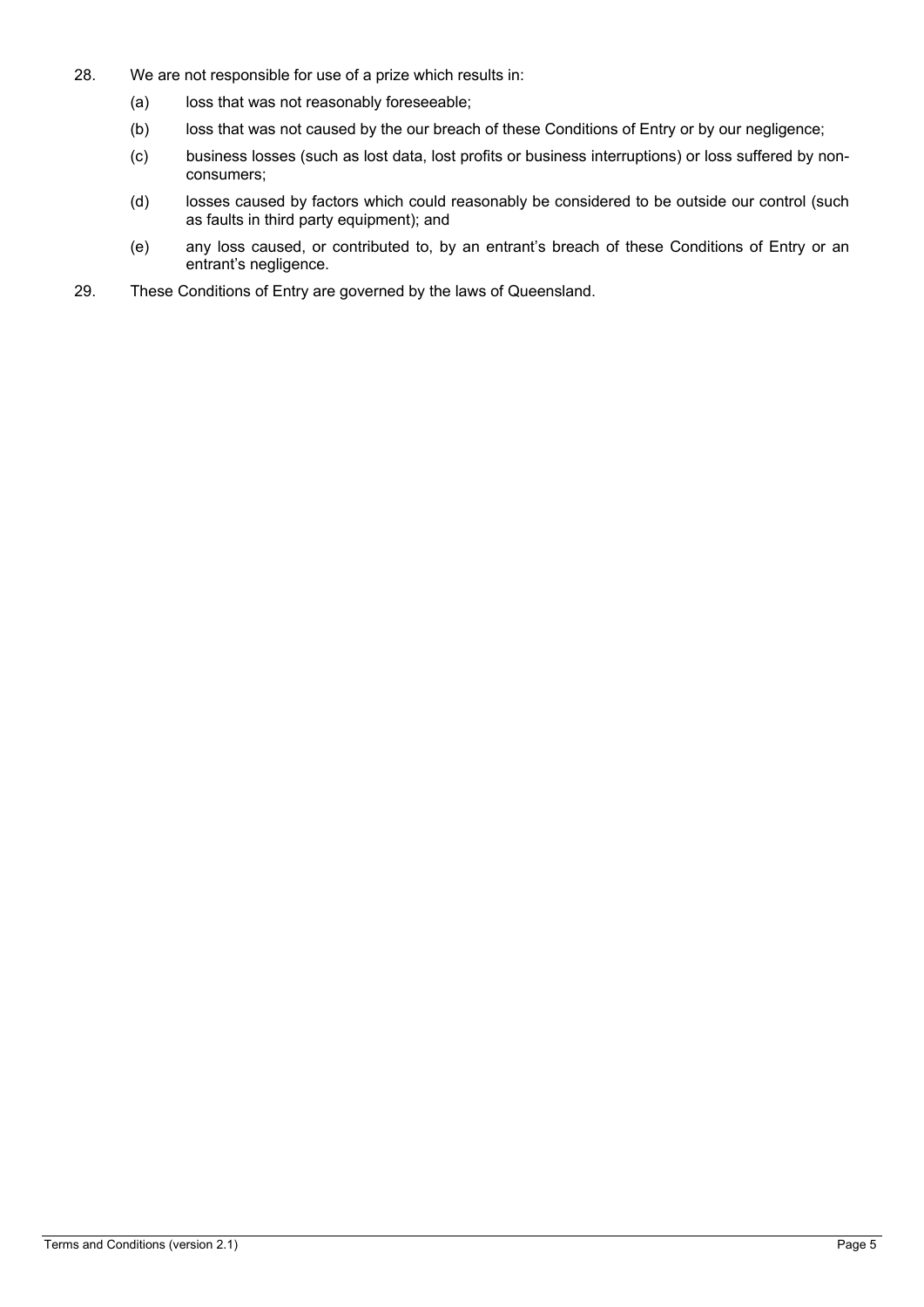28. We are not responsible for use of a prize which results in:

    (a) loss that was not reasonably foreseeable;

    (b) loss that was not caused by the our breach of these Conditions of Entry or by our negligence;

    (c) business losses (such as lost data, lost profits or business interruptions) or loss suffered by non-consumers;

    (d) losses caused by factors which could reasonably be considered to be outside our control (such as faults in third party equipment); and

    (e) any loss caused, or contributed to, by an entrant's breach of these Conditions of Entry or an entrant's negligence.

29. These Conditions of Entry are governed by the laws of Queensland.